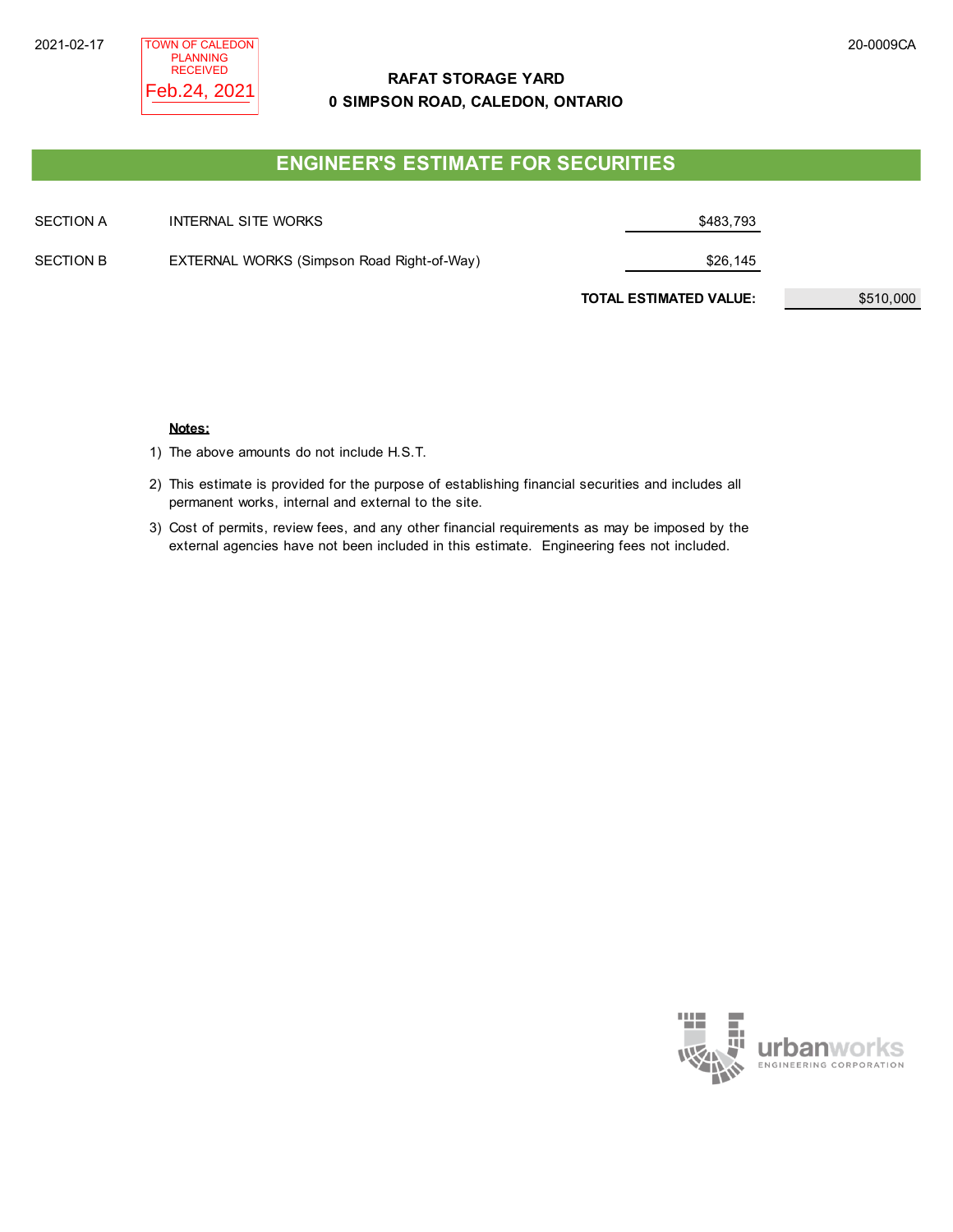2021-02-17

TOWN OF CALEDON
PLANNING
RECEIVED
Feb.24, 2021

20-0009CA

**RAFAT STORAGE YARD**
**0 SIMPSON ROAD, CALEDON, ONTARIO**

## ENGINEER'S ESTIMATE FOR SECURITIES

| | | | |
|---|---|---|---|
| SECTION A | INTERNAL SITE WORKS | $483,793 | |
| SECTION B | EXTERNAL WORKS (Simpson Road Right-of-Way) | $26,145 | |
| | | **TOTAL ESTIMATED VALUE:** | $510,000 |

**Notes:**

1) The above amounts do not include H.S.T.
2) This estimate is provided for the purpose of establishing financial securities and includes all permanent works, internal and external to the site.
3) Cost of permits, review fees, and any other financial requirements as may be imposed by the external agencies have not been included in this estimate. Engineering fees not included.

urbanworks ENGINEERING CORPORATION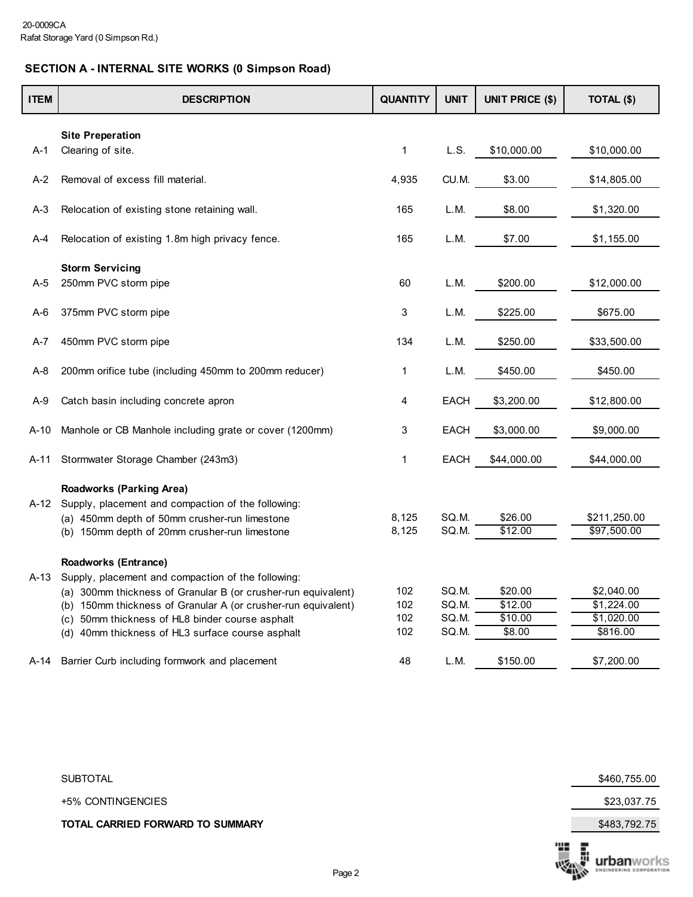20-0009CA
Rafat Storage Yard (0 Simpson Rd.)

## SECTION A - INTERNAL SITE WORKS (0 Simpson Road)

| ITEM | DESCRIPTION | QUANTITY | UNIT | UNIT PRICE ($) | TOTAL ($) |
|---|---|---|---|---|---|
| | **Site Preperation** | | | | |
| A-1 | Clearing of site. | 1 | L.S. | $10,000.00 | $10,000.00 |
| A-2 | Removal of excess fill material. | 4,935 | CU.M. | $3.00 | $14,805.00 |
| A-3 | Relocation of existing stone retaining wall. | 165 | L.M. | $8.00 | $1,320.00 |
| A-4 | Relocation of existing 1.8m high privacy fence. | 165 | L.M. | $7.00 | $1,155.00 |
| | **Storm Servicing** | | | | |
| A-5 | 250mm PVC storm pipe | 60 | L.M. | $200.00 | $12,000.00 |
| A-6 | 375mm PVC storm pipe | 3 | L.M. | $225.00 | $675.00 |
| A-7 | 450mm PVC storm pipe | 134 | L.M. | $250.00 | $33,500.00 |
| A-8 | 200mm orifice tube (including 450mm to 200mm reducer) | 1 | L.M. | $450.00 | $450.00 |
| A-9 | Catch basin including concrete apron | 4 | EACH | $3,200.00 | $12,800.00 |
| A-10 | Manhole or CB Manhole including grate or cover (1200mm) | 3 | EACH | $3,000.00 | $9,000.00 |
| A-11 | Stormwater Storage Chamber (243m3) | 1 | EACH | $44,000.00 | $44,000.00 |
| | **Roadworks (Parking Area)** | | | | |
| A-12 | Supply, placement and compaction of the following: | | | | |
| | (a) 450mm depth of 50mm crusher-run limestone | 8,125 | SQ.M. | $26.00 | $211,250.00 |
| | (b) 150mm depth of 20mm crusher-run limestone | 8,125 | SQ.M. | $12.00 | $97,500.00 |
| | **Roadworks (Entrance)** | | | | |
| A-13 | Supply, placement and compaction of the following: | | | | |
| | (a) 300mm thickness of Granular B (or crusher-run equivalent) | 102 | SQ.M. | $20.00 | $2,040.00 |
| | (b) 150mm thickness of Granular A (or crusher-run equivalent) | 102 | SQ.M. | $12.00 | $1,224.00 |
| | (c) 50mm thickness of HL8 binder course asphalt | 102 | SQ.M. | $10.00 | $1,020.00 |
| | (d) 40mm thickness of HL3 surface course asphalt | 102 | SQ.M. | $8.00 | $816.00 |
| A-14 | Barrier Curb including formwork and placement | 48 | L.M. | $150.00 | $7,200.00 |

| | |
|---|---|
| SUBTOTAL | $460,755.00 |
| +5% CONTINGENCIES | $23,037.75 |
| **TOTAL CARRIED FORWARD TO SUMMARY** | $483,792.75 |

urbanworks ENGINEERING CORPORATION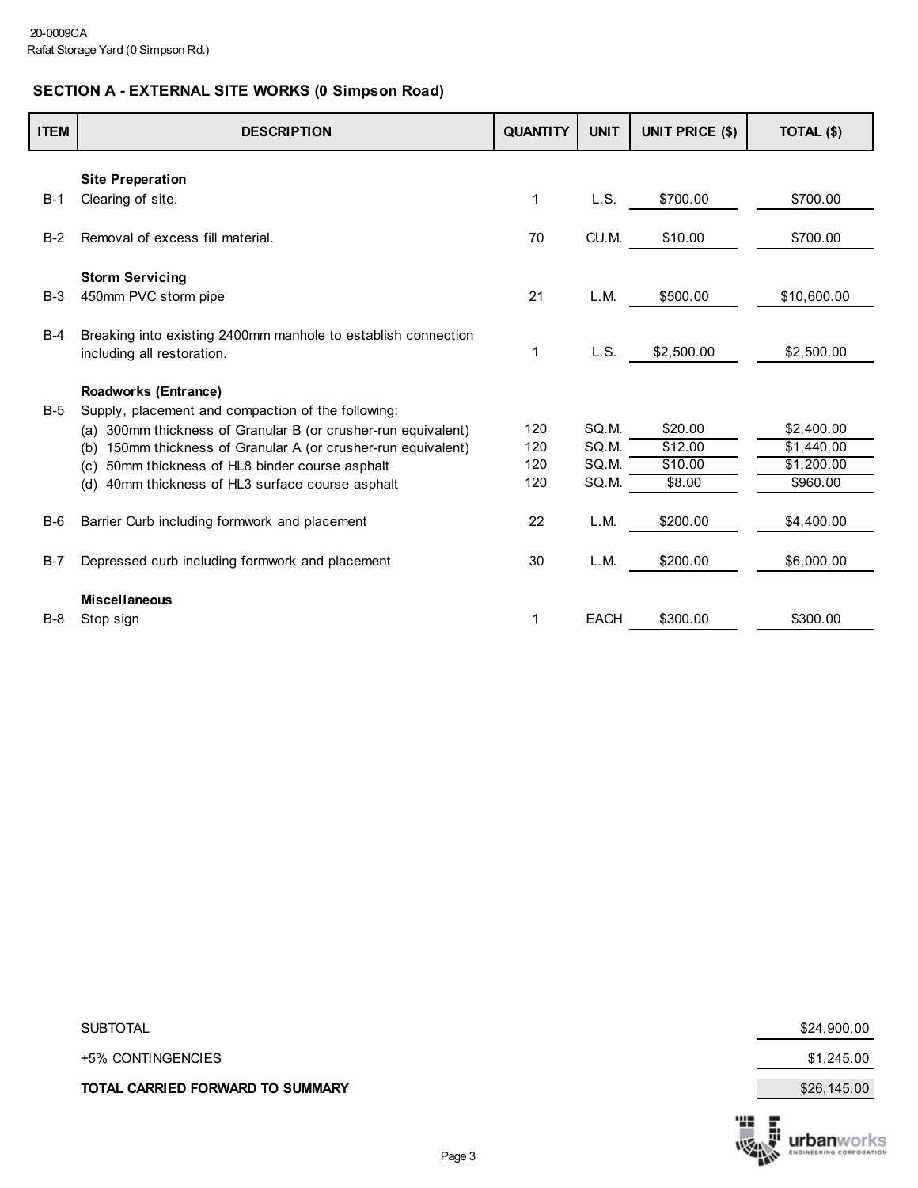20-0009CA
Rafat Storage Yard (0 Simpson Rd.)

## SECTION A - EXTERNAL SITE WORKS (0 Simpson Road)

| ITEM | DESCRIPTION | QUANTITY | UNIT | UNIT PRICE ($) | TOTAL ($) |
|---|---|---|---|---|---|
| | **Site Preperation** | | | | |
| B-1 | Clearing of site. | 1 | L.S. | $700.00 | $700.00 |
| B-2 | Removal of excess fill material. | 70 | CU.M. | $10.00 | $700.00 |
| | **Storm Servicing** | | | | |
| B-3 | 450mm PVC storm pipe | 21 | L.M. | $500.00 | $10,600.00 |
| B-4 | Breaking into existing 2400mm manhole to establish connection including all restoration. | 1 | L.S. | $2,500.00 | $2,500.00 |
| | **Roadworks (Entrance)** | | | | |
| B-5 | Supply, placement and compaction of the following: | | | | |
| | (a) 300mm thickness of Granular B (or crusher-run equivalent) | 120 | SQ.M. | $20.00 | $2,400.00 |
| | (b) 150mm thickness of Granular A (or crusher-run equivalent) | 120 | SQ.M. | $12.00 | $1,440.00 |
| | (c) 50mm thickness of HL8 binder course asphalt | 120 | SQ.M. | $10.00 | $1,200.00 |
| | (d) 40mm thickness of HL3 surface course asphalt | 120 | SQ.M. | $8.00 | $960.00 |
| B-6 | Barrier Curb including formwork and placement | 22 | L.M. | $200.00 | $4,400.00 |
| B-7 | Depressed curb including formwork and placement | 30 | L.M. | $200.00 | $6,000.00 |
| | **Miscellaneous** | | | | |
| B-8 | Stop sign | 1 | EACH | $300.00 | $300.00 |

| | |
|---|---|
| SUBTOTAL | $24,900.00 |
| +5% CONTINGENCIES | $1,245.00 |
| **TOTAL CARRIED FORWARD TO SUMMARY** | $26,145.00 |

urbanworks ENGINEERING CORPORATION